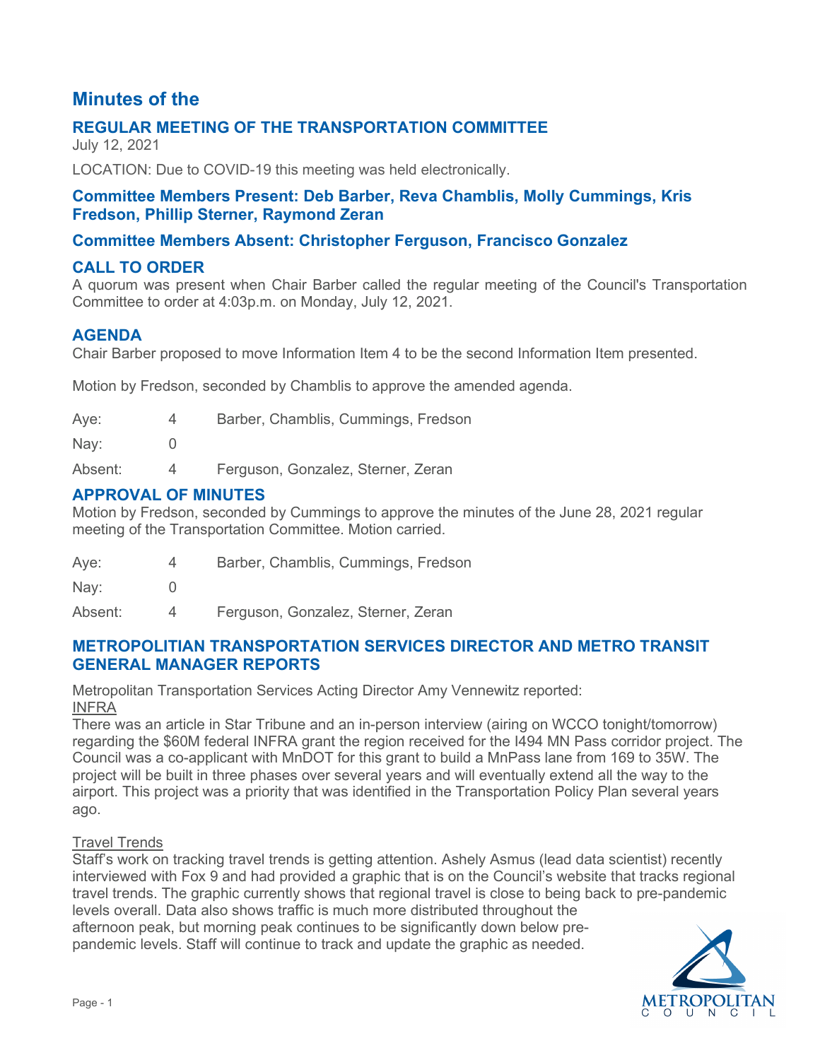# Minutes of the

## REGULAR MEETING OF THE TRANSPORTATION COMMITTEE

July 12, 2021

LOCATION: Due to COVID-19 this meeting was held electronically.

### Committee Members Present: Deb Barber, Reva Chamblis, Molly Cummings, Kris Fredson, Phillip Sterner, Raymond Zeran

### Committee Members Absent: Christopher Ferguson, Francisco Gonzalez

## CALL TO ORDER

A quorum was present when Chair Barber called the regular meeting of the Council's Transportation Committee to order at 4:03p.m. on Monday, July 12, 2021.

## AGENDA

Chair Barber proposed to move Information Item 4 to be the second Information Item presented.

Motion by Fredson, seconded by Chamblis to approve the amended agenda.

| | | |
|---|---|---|
| Aye: | 4 | Barber, Chamblis, Cummings, Fredson |
| Nay: | 0 | |
| Absent: | 4 | Ferguson, Gonzalez, Sterner, Zeran |

## APPROVAL OF MINUTES

Motion by Fredson, seconded by Cummings to approve the minutes of the June 28, 2021 regular meeting of the Transportation Committee. Motion carried.

| | | |
|---|---|---|
| Aye: | 4 | Barber, Chamblis, Cummings, Fredson |
| Nay: | 0 | |
| Absent: | 4 | Ferguson, Gonzalez, Sterner, Zeran |

## METROPOLITAN TRANSPORTATION SERVICES DIRECTOR AND METRO TRANSIT GENERAL MANAGER REPORTS

Metropolitan Transportation Services Acting Director Amy Vennewitz reported:

INFRA

There was an article in Star Tribune and an in-person interview (airing on WCCO tonight/tomorrow) regarding the $60M federal INFRA grant the region received for the I494 MN Pass corridor project. The Council was a co-applicant with MnDOT for this grant to build a MnPass lane from 169 to 35W. The project will be built in three phases over several years and will eventually extend all the way to the airport. This project was a priority that was identified in the Transportation Policy Plan several years ago.

Travel Trends

Staff's work on tracking travel trends is getting attention. Ashely Asmus (lead data scientist) recently interviewed with Fox 9 and had provided a graphic that is on the Council's website that tracks regional travel trends. The graphic currently shows that regional travel is close to being back to pre-pandemic levels overall. Data also shows traffic is much more distributed throughout the afternoon peak, but morning peak continues to be significantly down below pre-pandemic levels. Staff will continue to track and update the graphic as needed.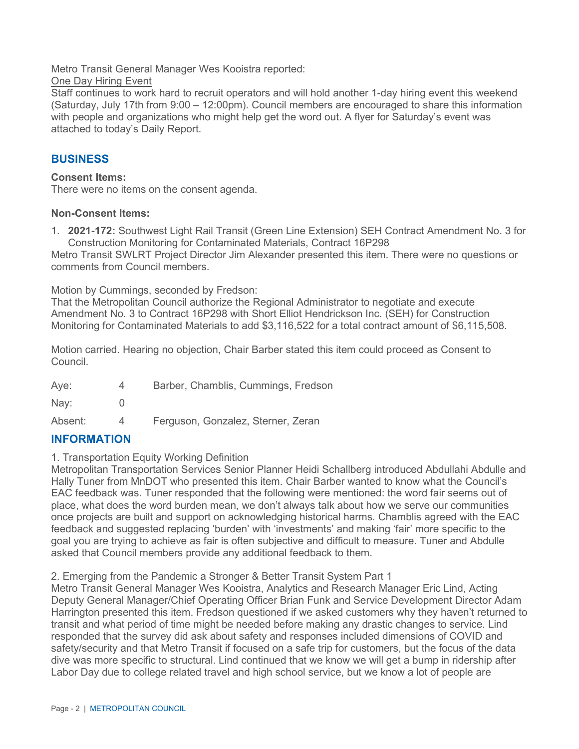Metro Transit General Manager Wes Kooistra reported:

One Day Hiring Event

Staff continues to work hard to recruit operators and will hold another 1-day hiring event this weekend (Saturday, July 17th from 9:00 – 12:00pm). Council members are encouraged to share this information with people and organizations who might help get the word out. A flyer for Saturday's event was attached to today's Daily Report.

## BUSINESS

**Consent Items:**

There were no items on the consent agenda.

**Non-Consent Items:**

1. **2021-172:** Southwest Light Rail Transit (Green Line Extension) SEH Contract Amendment No. 3 for Construction Monitoring for Contaminated Materials, Contract 16P298

Metro Transit SWLRT Project Director Jim Alexander presented this item. There were no questions or comments from Council members.

Motion by Cummings, seconded by Fredson:

That the Metropolitan Council authorize the Regional Administrator to negotiate and execute Amendment No. 3 to Contract 16P298 with Short Elliot Hendrickson Inc. (SEH) for Construction Monitoring for Contaminated Materials to add $3,116,522 for a total contract amount of $6,115,508.

Motion carried. Hearing no objection, Chair Barber stated this item could proceed as Consent to Council.

| | | |
|---|---|---|
| Aye: | 4 | Barber, Chamblis, Cummings, Fredson |
| Nay: | 0 | |
| Absent: | 4 | Ferguson, Gonzalez, Sterner, Zeran |

## INFORMATION

1. Transportation Equity Working Definition

Metropolitan Transportation Services Senior Planner Heidi Schallberg introduced Abdullahi Abdulle and Hally Tuner from MnDOT who presented this item. Chair Barber wanted to know what the Council's EAC feedback was. Tuner responded that the following were mentioned: the word fair seems out of place, what does the word burden mean, we don't always talk about how we serve our communities once projects are built and support on acknowledging historical harms. Chamblis agreed with the EAC feedback and suggested replacing 'burden' with 'investments' and making 'fair' more specific to the goal you are trying to achieve as fair is often subjective and difficult to measure. Tuner and Abdulle asked that Council members provide any additional feedback to them.

2. Emerging from the Pandemic a Stronger & Better Transit System Part 1

Metro Transit General Manager Wes Kooistra, Analytics and Research Manager Eric Lind, Acting Deputy General Manager/Chief Operating Officer Brian Funk and Service Development Director Adam Harrington presented this item. Fredson questioned if we asked customers why they haven't returned to transit and what period of time might be needed before making any drastic changes to service. Lind responded that the survey did ask about safety and responses included dimensions of COVID and safety/security and that Metro Transit if focused on a safe trip for customers, but the focus of the data dive was more specific to structural. Lind continued that we know we will get a bump in ridership after Labor Day due to college related travel and high school service, but we know a lot of people are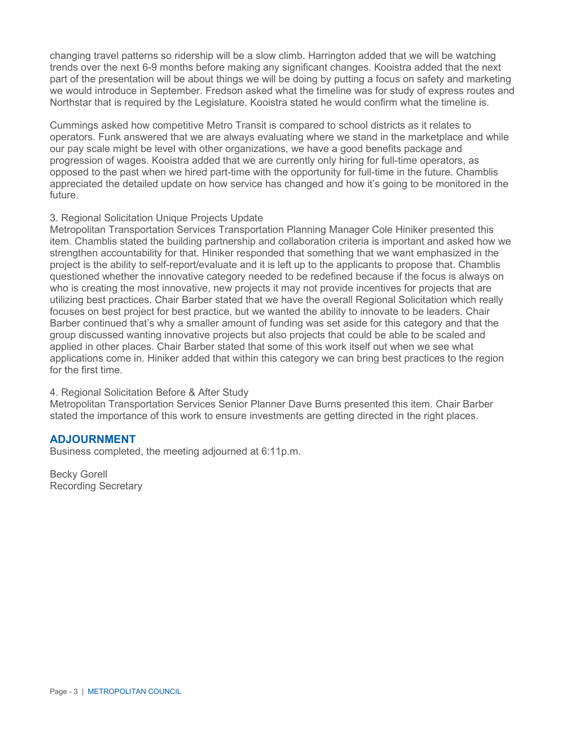changing travel patterns so ridership will be a slow climb. Harrington added that we will be watching trends over the next 6-9 months before making any significant changes. Kooistra added that the next part of the presentation will be about things we will be doing by putting a focus on safety and marketing we would introduce in September. Fredson asked what the timeline was for study of express routes and Northstar that is required by the Legislature. Kooistra stated he would confirm what the timeline is.

Cummings asked how competitive Metro Transit is compared to school districts as it relates to operators. Funk answered that we are always evaluating where we stand in the marketplace and while our pay scale might be level with other organizations, we have a good benefits package and progression of wages. Kooistra added that we are currently only hiring for full-time operators, as opposed to the past when we hired part-time with the opportunity for full-time in the future. Chamblis appreciated the detailed update on how service has changed and how it's going to be monitored in the future.

3. Regional Solicitation Unique Projects Update

Metropolitan Transportation Services Transportation Planning Manager Cole Hiniker presented this item. Chamblis stated the building partnership and collaboration criteria is important and asked how we strengthen accountability for that. Hiniker responded that something that we want emphasized in the project is the ability to self-report/evaluate and it is left up to the applicants to propose that. Chamblis questioned whether the innovative category needed to be redefined because if the focus is always on who is creating the most innovative, new projects it may not provide incentives for projects that are utilizing best practices. Chair Barber stated that we have the overall Regional Solicitation which really focuses on best project for best practice, but we wanted the ability to innovate to be leaders. Chair Barber continued that's why a smaller amount of funding was set aside for this category and that the group discussed wanting innovative projects but also projects that could be able to be scaled and applied in other places. Chair Barber stated that some of this work itself out when we see what applications come in. Hiniker added that within this category we can bring best practices to the region for the first time.

4. Regional Solicitation Before & After Study

Metropolitan Transportation Services Senior Planner Dave Burns presented this item. Chair Barber stated the importance of this work to ensure investments are getting directed in the right places.

## ADJOURNMENT

Business completed, the meeting adjourned at 6:11p.m.

Becky Gorell
Recording Secretary